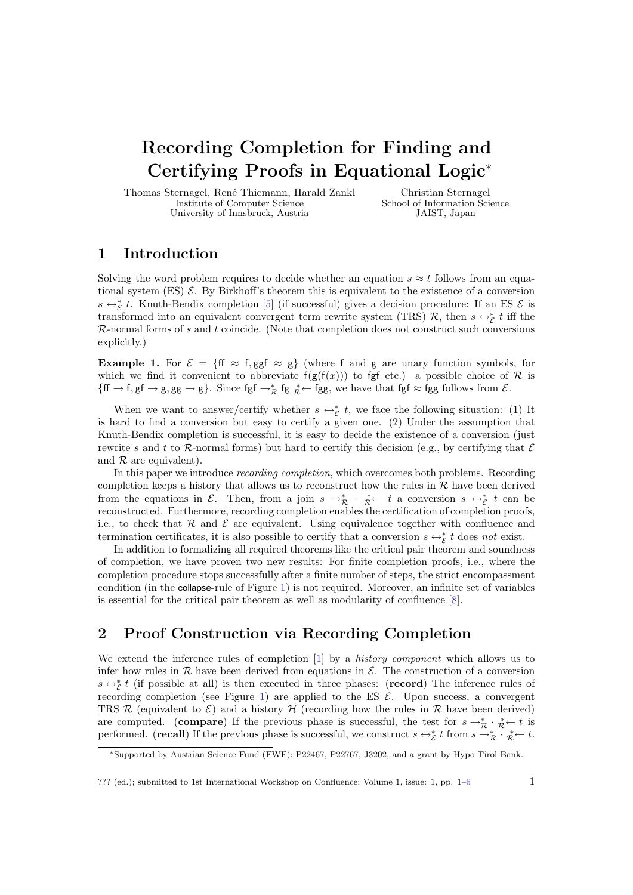# Recording Completion for Finding and Certifying Proofs in Equational Logic*

Thomas Sternagel, René Thiemann, Harald Zankl
Institute of Computer Science
University of Innsbruck, Austria

Christian Sternagel
School of Information Science
JAIST, Japan

## 1 Introduction

Solving the word problem requires to decide whether an equation $s \approx t$ follows from an equational system (ES) $\mathcal{E}$. By Birkhoff's theorem this is equivalent to the existence of a conversion $s \leftrightarrow_{\mathcal{E}}^* t$. Knuth-Bendix completion [5] (if successful) gives a decision procedure: If an ES $\mathcal{E}$ is transformed into an equivalent convergent term rewrite system (TRS) $\mathcal{R}$, then $s \leftrightarrow_{\mathcal{E}}^* t$ iff the $\mathcal{R}$-normal forms of $s$ and $t$ coincide. (Note that completion does not construct such conversions explicitly.)

**Example 1.** For $\mathcal{E} = \{\mathsf{ff} \approx \mathsf{f}, \mathsf{ggf} \approx \mathsf{g}\}$ (where $\mathsf{f}$ and $\mathsf{g}$ are unary function symbols, for which we find it convenient to abbreviate $\mathsf{f}(\mathsf{g}(\mathsf{f}(x)))$ to $\mathsf{fgf}$ etc.) a possible choice of $\mathcal{R}$ is $\{\mathsf{ff} \to \mathsf{f}, \mathsf{gf} \to \mathsf{g}, \mathsf{gg} \to \mathsf{g}\}$. Since $\mathsf{fgf} \to_{\mathcal{R}}^* \mathsf{fg}\ {}_{\mathcal{R}}^*\!\leftarrow \mathsf{fgg}$, we have that $\mathsf{fgf} \approx \mathsf{fgg}$ follows from $\mathcal{E}$.

When we want to answer/certify whether $s \leftrightarrow_{\mathcal{E}}^* t$, we face the following situation: (1) It is hard to find a conversion but easy to certify a given one. (2) Under the assumption that Knuth-Bendix completion is successful, it is easy to decide the existence of a conversion (just rewrite $s$ and $t$ to $\mathcal{R}$-normal forms) but hard to certify this decision (e.g., by certifying that $\mathcal{E}$ and $\mathcal{R}$ are equivalent).

In this paper we introduce *recording completion*, which overcomes both problems. Recording completion keeps a history that allows us to reconstruct how the rules in $\mathcal{R}$ have been derived from the equations in $\mathcal{E}$. Then, from a join $s \to_{\mathcal{R}}^* \cdot\ {}_{\mathcal{R}}^*\!\leftarrow t$ a conversion $s \leftrightarrow_{\mathcal{E}}^* t$ can be reconstructed. Furthermore, recording completion enables the certification of completion proofs, i.e., to check that $\mathcal{R}$ and $\mathcal{E}$ are equivalent. Using equivalence together with confluence and termination certificates, it is also possible to certify that a conversion $s \leftrightarrow_{\mathcal{E}}^* t$ does *not* exist.

In addition to formalizing all required theorems like the critical pair theorem and soundness of completion, we have proven two new results: For finite completion proofs, i.e., where the completion procedure stops successfully after a finite number of steps, the strict encompassment condition (in the $\mathsf{collapse}$-rule of Figure 1) is not required. Moreover, an infinite set of variables is essential for the critical pair theorem as well as modularity of confluence [8].

## 2 Proof Construction via Recording Completion

We extend the inference rules of completion [1] by a *history component* which allows us to infer how rules in $\mathcal{R}$ have been derived from equations in $\mathcal{E}$. The construction of a conversion $s \leftrightarrow_{\mathcal{E}}^* t$ (if possible at all) is then executed in three phases: (**record**) The inference rules of recording completion (see Figure 1) are applied to the ES $\mathcal{E}$. Upon success, a convergent TRS $\mathcal{R}$ (equivalent to $\mathcal{E}$) and a history $\mathcal{H}$ (recording how the rules in $\mathcal{R}$ have been derived) are computed. (**compare**) If the previous phase is successful, the test for $s \to_{\mathcal{R}}^* \cdot\ {}_{\mathcal{R}}^*\!\leftarrow t$ is performed. (**recall**) If the previous phase is successful, we construct $s \leftrightarrow_{\mathcal{E}}^* t$ from $s \to_{\mathcal{R}}^* \cdot\ {}_{\mathcal{R}}^*\!\leftarrow t$.

---

*Supported by Austrian Science Fund (FWF): P22467, P22767, J3202, and a grant by Hypo Tirol Bank.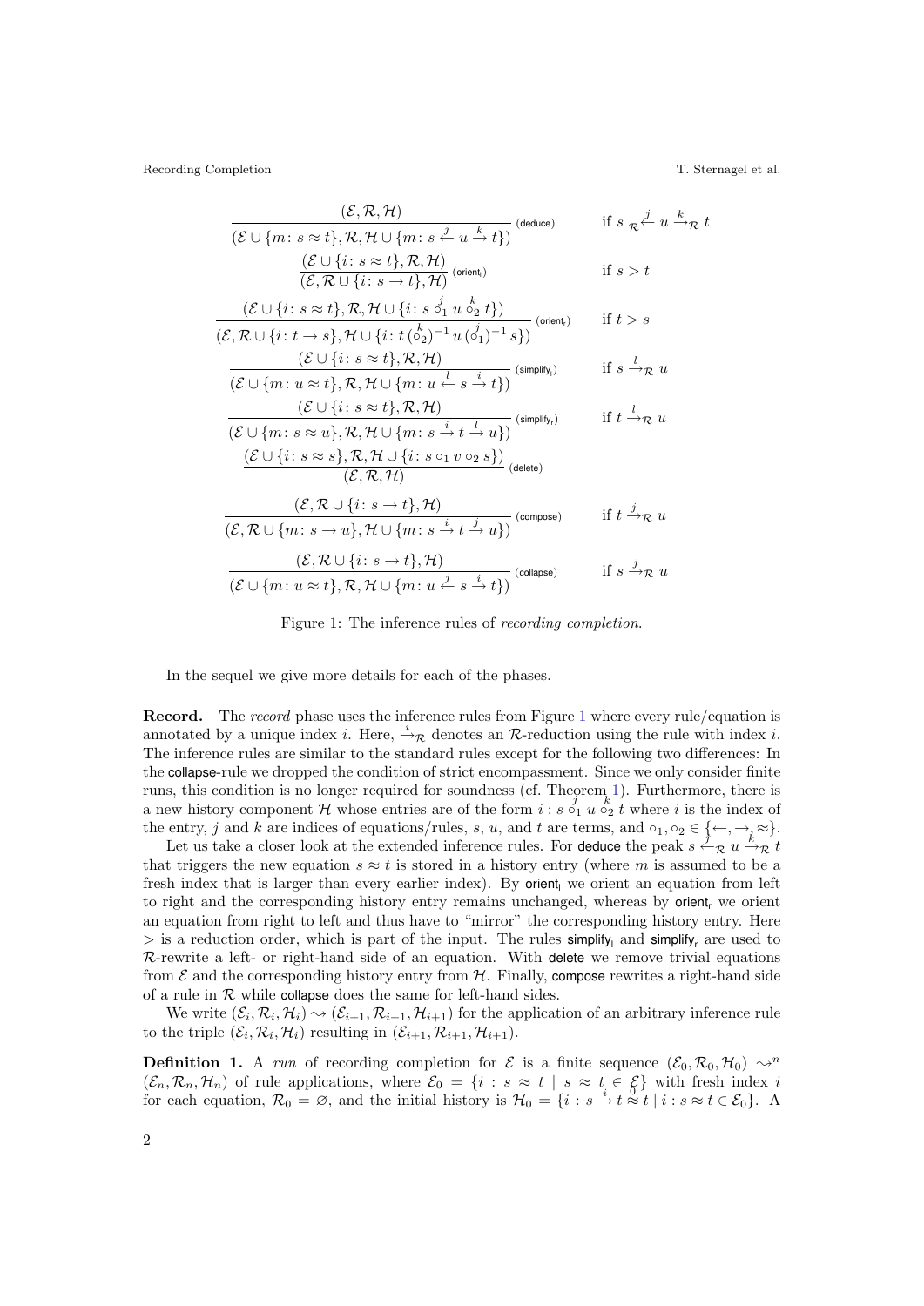$$\frac{(\mathcal{E},\mathcal{R},\mathcal{H})}{(\mathcal{E}\cup\{m\colon s\approx t\},\mathcal{R},\mathcal{H}\cup\{m\colon s\xleftarrow{j} u\xrightarrow{k} t\})}\ (\mathsf{deduce})\qquad \text{if } s\ {}_{\mathcal{R}}\!\xleftarrow{j} u \xrightarrow{k}_{\mathcal{R}} t$$

$$\frac{(\mathcal{E}\cup\{i\colon s\approx t\},\mathcal{R},\mathcal{H})}{(\mathcal{E},\mathcal{R}\cup\{i\colon s\to t\},\mathcal{H})}\ (\mathsf{orient_l})\qquad \text{if } s>t$$

$$\frac{(\mathcal{E}\cup\{i\colon s\approx t\},\mathcal{R},\mathcal{H}\cup\{i\colon s\overset{j}{\circ_1} u\overset{k}{\circ_2} t\})}{(\mathcal{E},\mathcal{R}\cup\{i\colon t\to s\},\mathcal{H}\cup\{i\colon t\,(\overset{k}{\circ_2})^{-1}\,u\,(\overset{j}{\circ_1})^{-1}\,s\})}\ (\mathsf{orient_r})\qquad \text{if } t>s$$

$$\frac{(\mathcal{E}\cup\{i\colon s\approx t\},\mathcal{R},\mathcal{H})}{(\mathcal{E}\cup\{m\colon u\approx t\},\mathcal{R},\mathcal{H}\cup\{m\colon u\xleftarrow{l} s\xrightarrow{i} t\})}\ (\mathsf{simplify_l})\qquad \text{if } s\xrightarrow{l}_{\mathcal{R}} u$$

$$\frac{(\mathcal{E}\cup\{i\colon s\approx t\},\mathcal{R},\mathcal{H})}{(\mathcal{E}\cup\{m\colon s\approx u\},\mathcal{R},\mathcal{H}\cup\{m\colon s\xrightarrow{i} t\xrightarrow{l} u\})}\ (\mathsf{simplify_r})\qquad \text{if } t\xrightarrow{l}_{\mathcal{R}} u$$

$$\frac{(\mathcal{E}\cup\{i\colon s\approx s\},\mathcal{R},\mathcal{H}\cup\{i\colon s\circ_1 v\circ_2 s\})}{(\mathcal{E},\mathcal{R},\mathcal{H})}\ (\mathsf{delete})$$

$$\frac{(\mathcal{E},\mathcal{R}\cup\{i\colon s\to t\},\mathcal{H})}{(\mathcal{E},\mathcal{R}\cup\{m\colon s\to u\},\mathcal{H}\cup\{m\colon s\xrightarrow{i} t\xrightarrow{j} u\})}\ (\mathsf{compose})\qquad \text{if } t\xrightarrow{j}_{\mathcal{R}} u$$

$$\frac{(\mathcal{E},\mathcal{R}\cup\{i\colon s\to t\},\mathcal{H})}{(\mathcal{E}\cup\{m\colon u\approx t\},\mathcal{R},\mathcal{H}\cup\{m\colon u\xleftarrow{j} s\xrightarrow{i} t\})}\ (\mathsf{collapse})\qquad \text{if } s\xrightarrow{j}_{\mathcal{R}} u$$

Figure 1: The inference rules of *recording completion*.

In the sequel we give more details for each of the phases.

**Record.** The *record* phase uses the inference rules from Figure 1 where every rule/equation is annotated by a unique index $i$. Here, $\xrightarrow{i}_{\mathcal{R}}$ denotes an $\mathcal{R}$-reduction using the rule with index $i$. The inference rules are similar to the standard rules except for the following two differences: In the collapse-rule we dropped the condition of strict encompassment. Since we only consider finite runs, this condition is no longer required for soundness (cf. Theorem 1). Furthermore, there is a new history component $\mathcal{H}$ whose entries are of the form $i : s \overset{j}{\circ_1} u \overset{k}{\circ_2} t$ where $i$ is the index of the entry, $j$ and $k$ are indices of equations/rules, $s$, $u$, and $t$ are terms, and $\circ_1, \circ_2 \in \{\leftarrow, \rightarrow, \approx\}$.

Let us take a closer look at the extended inference rules. For deduce the peak $s\ {}_{\mathcal{R}}\!\xleftarrow{j} u \xrightarrow{k}_{\mathcal{R}} t$ that triggers the new equation $s \approx t$ is stored in a history entry (where $m$ is assumed to be a fresh index that is larger than every earlier index). By $\mathsf{orient_l}$ we orient an equation from left to right and the corresponding history entry remains unchanged, whereas by $\mathsf{orient_r}$ we orient an equation from right to left and thus have to "mirror" the corresponding history entry. Here $>$ is a reduction order, which is part of the input. The rules $\mathsf{simplify_l}$ and $\mathsf{simplify_r}$ are used to $\mathcal{R}$-rewrite a left- or right-hand side of an equation. With delete we remove trivial equations from $\mathcal{E}$ and the corresponding history entry from $\mathcal{H}$. Finally, compose rewrites a right-hand side of a rule in $\mathcal{R}$ while collapse does the same for left-hand sides.

We write $(\mathcal{E}_i, \mathcal{R}_i, \mathcal{H}_i) \rightsquigarrow (\mathcal{E}_{i+1}, \mathcal{R}_{i+1}, \mathcal{H}_{i+1})$ for the application of an arbitrary inference rule to the triple $(\mathcal{E}_i, \mathcal{R}_i, \mathcal{H}_i)$ resulting in $(\mathcal{E}_{i+1}, \mathcal{R}_{i+1}, \mathcal{H}_{i+1})$.

**Definition 1.** A *run* of recording completion for $\mathcal{E}$ is a finite sequence $(\mathcal{E}_0, \mathcal{R}_0, \mathcal{H}_0) \rightsquigarrow^n (\mathcal{E}_n, \mathcal{R}_n, \mathcal{H}_n)$ of rule applications, where $\mathcal{E}_0 = \{i : s \approx t \mid s \approx t \in \mathcal{E}\}$ with fresh index $i$ for each equation, $\mathcal{R}_0 = \varnothing$, and the initial history is $\mathcal{H}_0 = \{i : s \xrightarrow{i} t \overset{0}{\approx} t \mid i : s \approx t \in \mathcal{E}_0\}$. A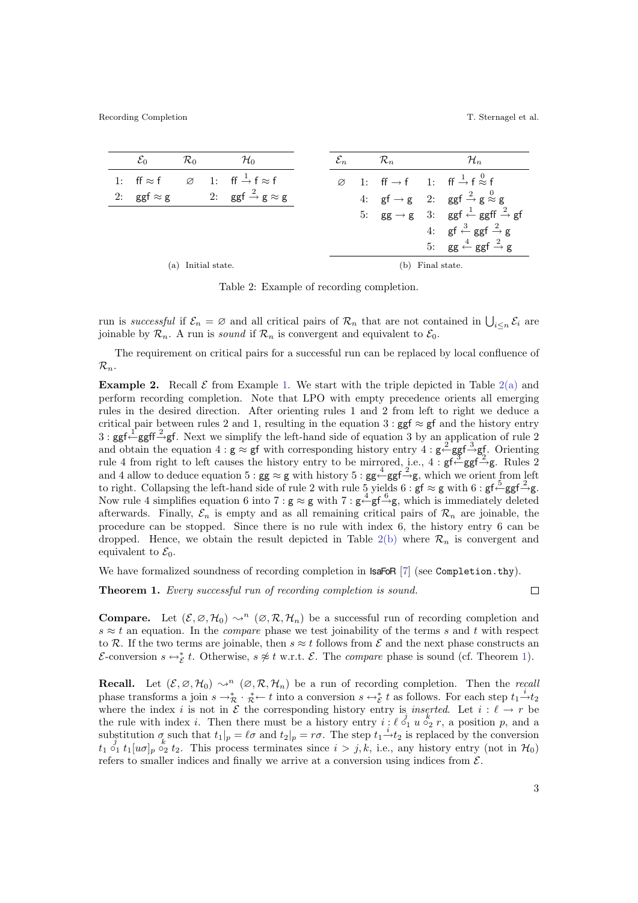| | $\mathcal{E}_0$ | $\mathcal{R}_0$ | | $\mathcal{H}_0$ |
|---|---|---|---|---|
| 1: | $\mathsf{ff} \approx \mathsf{f}$ | $\varnothing$ | 1: | $\mathsf{ff} \xrightarrow{1} \mathsf{f} \approx \mathsf{f}$ |
| 2: | $\mathsf{ggf} \approx \mathsf{g}$ | | 2: | $\mathsf{ggf} \xrightarrow{2} \mathsf{g} \approx \mathsf{g}$ |

(a) Initial state.

| $\mathcal{E}_n$ | | $\mathcal{R}_n$ | | $\mathcal{H}_n$ |
|---|---|---|---|---|
| $\varnothing$ | 1: | $\mathsf{ff} \to \mathsf{f}$ | 1: | $\mathsf{ff} \xrightarrow{1} \mathsf{f} \overset{0}{\approx} \mathsf{f}$ |
| | 4: | $\mathsf{gf} \to \mathsf{g}$ | 2: | $\mathsf{ggf} \xrightarrow{2} \mathsf{g} \overset{0}{\approx} \mathsf{g}$ |
| | 5: | $\mathsf{gg} \to \mathsf{g}$ | 3: | $\mathsf{ggf} \xleftarrow{1} \mathsf{ggff} \xrightarrow{2} \mathsf{gf}$ |
| | | | 4: | $\mathsf{gf} \xleftarrow{3} \mathsf{ggf} \xrightarrow{2} \mathsf{g}$ |
| | | | 5: | $\mathsf{gg} \xleftarrow{4} \mathsf{ggf} \xrightarrow{2} \mathsf{g}$ |

(b) Final state.

Table 2: Example of recording completion.

run is *successful* if $\mathcal{E}_n = \varnothing$ and all critical pairs of $\mathcal{R}_n$ that are not contained in $\bigcup_{i \leq n} \mathcal{E}_i$ are joinable by $\mathcal{R}_n$. A run is *sound* if $\mathcal{R}_n$ is convergent and equivalent to $\mathcal{E}_0$.

The requirement on critical pairs for a successful run can be replaced by local confluence of $\mathcal{R}_n$.

**Example 2.** Recall $\mathcal{E}$ from Example 1. We start with the triple depicted in Table 2(a) and perform recording completion. Note that LPO with empty precedence orients all emerging rules in the desired direction. After orienting rules 1 and 2 from left to right we deduce a critical pair between rules 2 and 1, resulting in the equation $3: \mathsf{ggf} \approx \mathsf{gf}$ and the history entry $3: \mathsf{ggf} \xleftarrow{1} \mathsf{ggff} \xrightarrow{2} \mathsf{gf}$. Next we simplify the left-hand side of equation 3 by an application of rule 2 and obtain the equation $4: \mathsf{g} \approx \mathsf{gf}$ with corresponding history entry $4: \mathsf{g} \xleftarrow{2} \mathsf{ggf} \xrightarrow{3} \mathsf{gf}$. Orienting rule 4 from right to left causes the history entry to be mirrored, i.e., $4: \mathsf{gf} \xleftarrow{3} \mathsf{ggf} \xrightarrow{2} \mathsf{g}$. Rules 2 and 4 allow to deduce equation $5: \mathsf{gg} \approx \mathsf{g}$ with history $5: \mathsf{gg} \xleftarrow{4} \mathsf{ggf} \xrightarrow{2} \mathsf{g}$, which we orient from left to right. Collapsing the left-hand side of rule 2 with rule 5 yields $6: \mathsf{gf} \approx \mathsf{g}$ with $6: \mathsf{gf} \xleftarrow{5} \mathsf{ggf} \xrightarrow{2} \mathsf{g}$. Now rule 4 simplifies equation 6 into $7: \mathsf{g} \approx \mathsf{g}$ with $7: \mathsf{g} \xleftarrow{4} \mathsf{gf} \xrightarrow{6} \mathsf{g}$, which is immediately deleted afterwards. Finally, $\mathcal{E}_n$ is empty and as all remaining critical pairs of $\mathcal{R}_n$ are joinable, the procedure can be stopped. Since there is no rule with index 6, the history entry 6 can be dropped. Hence, we obtain the result depicted in Table 2(b) where $\mathcal{R}_n$ is convergent and equivalent to $\mathcal{E}_0$.

We have formalized soundness of recording completion in IsaFoR [7] (see `Completion.thy`).

**Theorem 1.** *Every successful run of recording completion is sound.* □

**Compare.** Let $(\mathcal{E}, \varnothing, \mathcal{H}_0) \rightsquigarrow^n (\varnothing, \mathcal{R}, \mathcal{H}_n)$ be a successful run of recording completion and $s \approx t$ an equation. In the *compare* phase we test joinability of the terms $s$ and $t$ with respect to $\mathcal{R}$. If the two terms are joinable, then $s \approx t$ follows from $\mathcal{E}$ and the next phase constructs an $\mathcal{E}$-conversion $s \leftrightarrow^*_{\mathcal{E}} t$. Otherwise, $s \not\approx t$ w.r.t. $\mathcal{E}$. The *compare* phase is sound (cf. Theorem 1).

**Recall.** Let $(\mathcal{E}, \varnothing, \mathcal{H}_0) \rightsquigarrow^n (\varnothing, \mathcal{R}, \mathcal{H}_n)$ be a run of recording completion. Then the *recall* phase transforms a join $s \to^*_{\mathcal{R}} \cdot {}^*_{\mathcal{R}}\!\leftarrow t$ into a conversion $s \leftrightarrow^*_{\mathcal{E}} t$ as follows. For each step $t_1 \xrightarrow{i} t_2$ where the index $i$ is not in $\mathcal{E}$ the corresponding history entry is *inserted*. Let $i: \ell \to r$ be the rule with index $i$. Then there must be a history entry $i: \ell \overset{j}{\circ}_1 u \overset{k}{\circ}_2 r$, a position $p$, and a substitution $\sigma$ such that $t_1|_p = \ell\sigma$ and $t_2|_p = r\sigma$. The step $t_1 \xrightarrow{i} t_2$ is replaced by the conversion $t_1 \overset{j}{\circ}_1 t_1[u\sigma]_p \overset{k}{\circ}_2 t_2$. This process terminates since $i > j, k$, i.e., any history entry (not in $\mathcal{H}_0$) refers to smaller indices and finally we arrive at a conversion using indices from $\mathcal{E}$.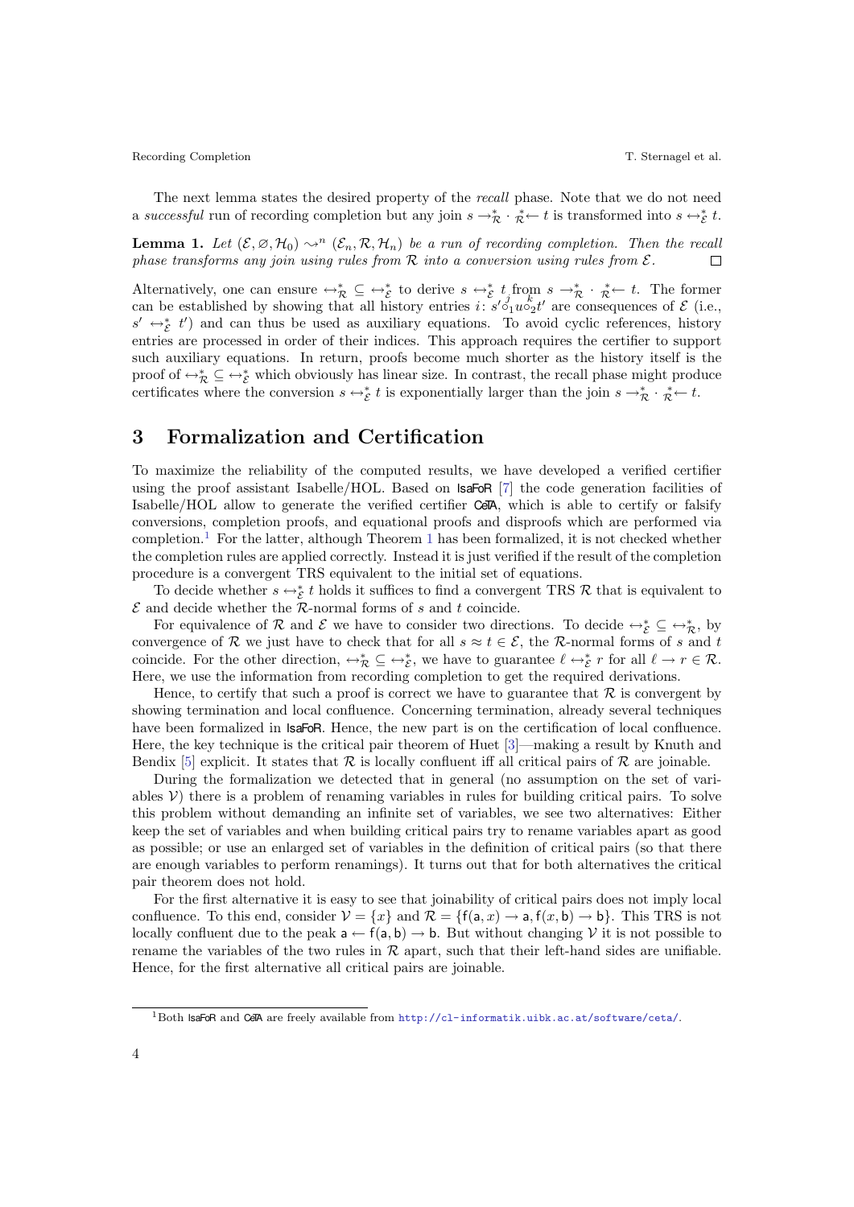The next lemma states the desired property of the *recall* phase. Note that we do not need a *successful* run of recording completion but any join $s \rightarrow^*_{\mathcal{R}} \cdot {}^*_{\mathcal{R}}\!\leftarrow t$ is transformed into $s \leftrightarrow^*_{\mathcal{E}} t$.

**Lemma 1.** *Let $(\mathcal{E}, \varnothing, \mathcal{H}_0) \leadsto^n (\mathcal{E}_n, \mathcal{R}, \mathcal{H}_n)$ be a run of recording completion. Then the recall phase transforms any join using rules from $\mathcal{R}$ into a conversion using rules from $\mathcal{E}$.* $\square$

Alternatively, one can ensure $\leftrightarrow^*_{\mathcal{R}} \subseteq \leftrightarrow^*_{\mathcal{E}}$ to derive $s \leftrightarrow^*_{\mathcal{E}} t$ from $s \rightarrow^*_{\mathcal{R}} \cdot {}^*_{\mathcal{R}}\!\leftarrow t$. The former can be established by showing that all history entries $i\colon s' \overset{j}{\circ}_1 u \overset{k}{\circ}_2 t'$ are consequences of $\mathcal{E}$ (i.e., $s' \leftrightarrow^*_{\mathcal{E}} t'$) and can thus be used as auxiliary equations. To avoid cyclic references, history entries are processed in order of their indices. This approach requires the certifier to support such auxiliary equations. In return, proofs become much shorter as the history itself is the proof of $\leftrightarrow^*_{\mathcal{R}} \subseteq \leftrightarrow^*_{\mathcal{E}}$ which obviously has linear size. In contrast, the recall phase might produce certificates where the conversion $s \leftrightarrow^*_{\mathcal{E}} t$ is exponentially larger than the join $s \rightarrow^*_{\mathcal{R}} \cdot {}^*_{\mathcal{R}}\!\leftarrow t$.

## 3 Formalization and Certification

To maximize the reliability of the computed results, we have developed a verified certifier using the proof assistant Isabelle/HOL. Based on IsaFoR [7] the code generation facilities of Isabelle/HOL allow to generate the verified certifier CeTA, which is able to certify or falsify conversions, completion proofs, and equational proofs and disproofs which are performed via completion.[1] For the latter, although Theorem 1 has been formalized, it is not checked whether the completion rules are applied correctly. Instead it is just verified if the result of the completion procedure is a convergent TRS equivalent to the initial set of equations.

To decide whether $s \leftrightarrow^*_{\mathcal{E}} t$ holds it suffices to find a convergent TRS $\mathcal{R}$ that is equivalent to $\mathcal{E}$ and decide whether the $\mathcal{R}$-normal forms of $s$ and $t$ coincide.

For equivalence of $\mathcal{R}$ and $\mathcal{E}$ we have to consider two directions. To decide $\leftrightarrow^*_{\mathcal{E}} \subseteq \leftrightarrow^*_{\mathcal{R}}$, by convergence of $\mathcal{R}$ we just have to check that for all $s \approx t \in \mathcal{E}$, the $\mathcal{R}$-normal forms of $s$ and $t$ coincide. For the other direction, $\leftrightarrow^*_{\mathcal{R}} \subseteq \leftrightarrow^*_{\mathcal{E}}$, we have to guarantee $\ell \leftrightarrow^*_{\mathcal{E}} r$ for all $\ell \rightarrow r \in \mathcal{R}$. Here, we use the information from recording completion to get the required derivations.

Hence, to certify that such a proof is correct we have to guarantee that $\mathcal{R}$ is convergent by showing termination and local confluence. Concerning termination, already several techniques have been formalized in IsaFoR. Hence, the new part is on the certification of local confluence. Here, the key technique is the critical pair theorem of Huet [3]—making a result by Knuth and Bendix [5] explicit. It states that $\mathcal{R}$ is locally confluent iff all critical pairs of $\mathcal{R}$ are joinable.

During the formalization we detected that in general (no assumption on the set of variables $\mathcal{V}$) there is a problem of renaming variables in rules for building critical pairs. To solve this problem without demanding an infinite set of variables, we see two alternatives: Either keep the set of variables and when building critical pairs try to rename variables apart as good as possible; or use an enlarged set of variables in the definition of critical pairs (so that there are enough variables to perform renamings). It turns out that for both alternatives the critical pair theorem does not hold.

For the first alternative it is easy to see that joinability of critical pairs does not imply local confluence. To this end, consider $\mathcal{V} = \{x\}$ and $\mathcal{R} = \{\mathsf{f}(\mathsf{a}, x) \rightarrow \mathsf{a}, \mathsf{f}(x, \mathsf{b}) \rightarrow \mathsf{b}\}$. This TRS is not locally confluent due to the peak $\mathsf{a} \leftarrow \mathsf{f}(\mathsf{a}, \mathsf{b}) \rightarrow \mathsf{b}$. But without changing $\mathcal{V}$ it is not possible to rename the variables of the two rules in $\mathcal{R}$ apart, such that their left-hand sides are unifiable. Hence, for the first alternative all critical pairs are joinable.

[1] Both IsaFoR and CeTA are freely available from http://cl-informatik.uibk.ac.at/software/ceta/.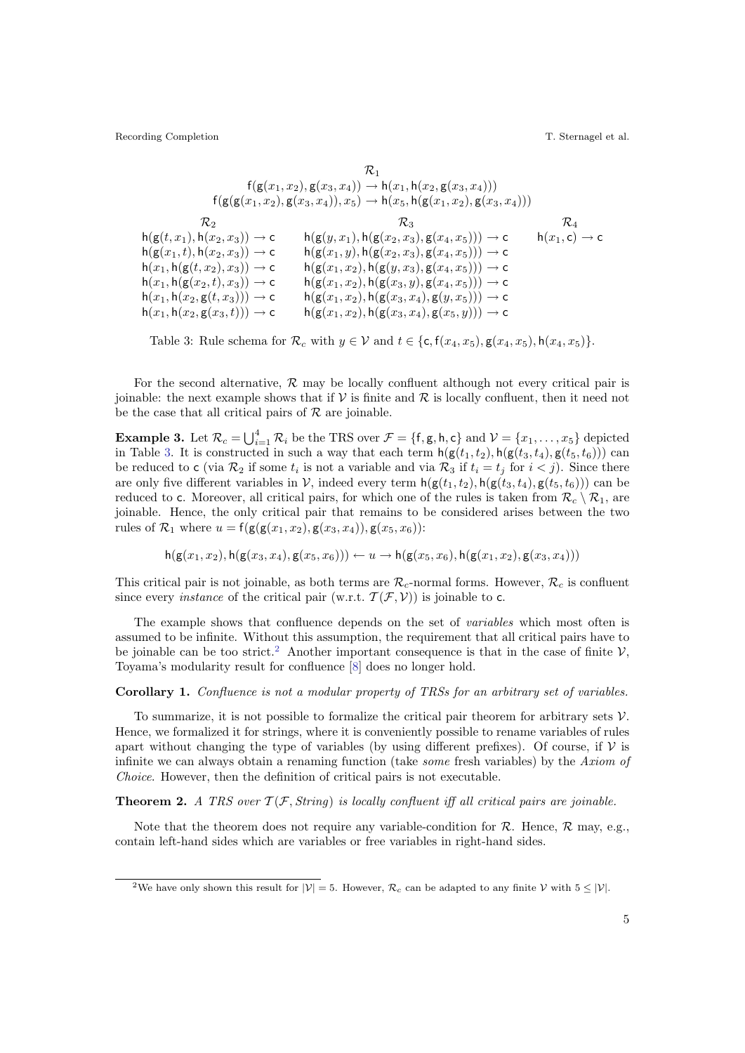$$\mathcal{R}_1$$
$$\mathsf{f}(\mathsf{g}(x_1,x_2),\mathsf{g}(x_3,x_4)) \to \mathsf{h}(x_1,\mathsf{h}(x_2,\mathsf{g}(x_3,x_4)))$$
$$\mathsf{f}(\mathsf{g}(\mathsf{g}(x_1,x_2),\mathsf{g}(x_3,x_4)),x_5) \to \mathsf{h}(x_5,\mathsf{h}(\mathsf{g}(x_1,x_2),\mathsf{g}(x_3,x_4)))$$

| $\mathcal{R}_2$ | $\mathcal{R}_3$ | $\mathcal{R}_4$ |
|---|---|---|
| $\mathsf{h}(\mathsf{g}(t,x_1),\mathsf{h}(x_2,x_3)) \to \mathsf{c}$ | $\mathsf{h}(\mathsf{g}(y,x_1),\mathsf{h}(\mathsf{g}(x_2,x_3),\mathsf{g}(x_4,x_5))) \to \mathsf{c}$ | $\mathsf{h}(x_1,\mathsf{c}) \to \mathsf{c}$ |
| $\mathsf{h}(\mathsf{g}(x_1,t),\mathsf{h}(x_2,x_3)) \to \mathsf{c}$ | $\mathsf{h}(\mathsf{g}(x_1,y),\mathsf{h}(\mathsf{g}(x_2,x_3),\mathsf{g}(x_4,x_5))) \to \mathsf{c}$ | |
| $\mathsf{h}(x_1,\mathsf{h}(\mathsf{g}(t,x_2),x_3)) \to \mathsf{c}$ | $\mathsf{h}(\mathsf{g}(x_1,x_2),\mathsf{h}(\mathsf{g}(y,x_3),\mathsf{g}(x_4,x_5))) \to \mathsf{c}$ | |
| $\mathsf{h}(x_1,\mathsf{h}(\mathsf{g}(x_2,t),x_3)) \to \mathsf{c}$ | $\mathsf{h}(\mathsf{g}(x_1,x_2),\mathsf{h}(\mathsf{g}(x_3,y),\mathsf{g}(x_4,x_5))) \to \mathsf{c}$ | |
| $\mathsf{h}(x_1,\mathsf{h}(x_2,\mathsf{g}(t,x_3))) \to \mathsf{c}$ | $\mathsf{h}(\mathsf{g}(x_1,x_2),\mathsf{h}(\mathsf{g}(x_3,x_4),\mathsf{g}(y,x_5))) \to \mathsf{c}$ | |
| $\mathsf{h}(x_1,\mathsf{h}(x_2,\mathsf{g}(x_3,t))) \to \mathsf{c}$ | $\mathsf{h}(\mathsf{g}(x_1,x_2),\mathsf{h}(\mathsf{g}(x_3,x_4),\mathsf{g}(x_5,y))) \to \mathsf{c}$ | |

Table 3: Rule schema for $\mathcal{R}_c$ with $y \in \mathcal{V}$ and $t \in \{\mathsf{c}, \mathsf{f}(x_4,x_5), \mathsf{g}(x_4,x_5), \mathsf{h}(x_4,x_5)\}$.

For the second alternative, $\mathcal{R}$ may be locally confluent although not every critical pair is joinable: the next example shows that if $\mathcal{V}$ is finite and $\mathcal{R}$ is locally confluent, then it need not be the case that all critical pairs of $\mathcal{R}$ are joinable.

**Example 3.** Let $\mathcal{R}_c = \bigcup_{i=1}^{4} \mathcal{R}_i$ be the TRS over $\mathcal{F} = \{\mathsf{f},\mathsf{g},\mathsf{h},\mathsf{c}\}$ and $\mathcal{V} = \{x_1,\ldots,x_5\}$ depicted in Table 3. It is constructed in such a way that each term $\mathsf{h}(\mathsf{g}(t_1,t_2),\mathsf{h}(\mathsf{g}(t_3,t_4),\mathsf{g}(t_5,t_6)))$ can be reduced to $\mathsf{c}$ (via $\mathcal{R}_2$ if some $t_i$ is not a variable and via $\mathcal{R}_3$ if $t_i = t_j$ for $i < j$). Since there are only five different variables in $\mathcal{V}$, indeed every term $\mathsf{h}(\mathsf{g}(t_1,t_2),\mathsf{h}(\mathsf{g}(t_3,t_4),\mathsf{g}(t_5,t_6)))$ can be reduced to $\mathsf{c}$. Moreover, all critical pairs, for which one of the rules is taken from $\mathcal{R}_c \setminus \mathcal{R}_1$, are joinable. Hence, the only critical pair that remains to be considered arises between the two rules of $\mathcal{R}_1$ where $u = \mathsf{f}(\mathsf{g}(\mathsf{g}(x_1,x_2),\mathsf{g}(x_3,x_4)),\mathsf{g}(x_5,x_6))$:

$$\mathsf{h}(\mathsf{g}(x_1,x_2),\mathsf{h}(\mathsf{g}(x_3,x_4),\mathsf{g}(x_5,x_6))) \leftarrow u \to \mathsf{h}(\mathsf{g}(x_5,x_6),\mathsf{h}(\mathsf{g}(x_1,x_2),\mathsf{g}(x_3,x_4)))$$

This critical pair is not joinable, as both terms are $\mathcal{R}_c$-normal forms. However, $\mathcal{R}_c$ is confluent since every *instance* of the critical pair (w.r.t. $\mathcal{T}(\mathcal{F},\mathcal{V})$) is joinable to $\mathsf{c}$.

The example shows that confluence depends on the set of *variables* which most often is assumed to be infinite. Without this assumption, the requirement that all critical pairs have to be joinable can be too strict.[2] Another important consequence is that in the case of finite $\mathcal{V}$, Toyama's modularity result for confluence [8] does no longer hold.

**Corollary 1.** *Confluence is not a modular property of TRSs for an arbitrary set of variables.*

To summarize, it is not possible to formalize the critical pair theorem for arbitrary sets $\mathcal{V}$. Hence, we formalized it for strings, where it is conveniently possible to rename variables of rules apart without changing the type of variables (by using different prefixes). Of course, if $\mathcal{V}$ is infinite we can always obtain a renaming function (take *some* fresh variables) by the *Axiom of Choice*. However, then the definition of critical pairs is not executable.

**Theorem 2.** *A TRS over $\mathcal{T}(\mathcal{F}, String)$ is locally confluent iff all critical pairs are joinable.*

Note that the theorem does not require any variable-condition for $\mathcal{R}$. Hence, $\mathcal{R}$ may, e.g., contain left-hand sides which are variables or free variables in right-hand sides.

[2] We have only shown this result for $|\mathcal{V}| = 5$. However, $\mathcal{R}_c$ can be adapted to any finite $\mathcal{V}$ with $5 \leq |\mathcal{V}|$.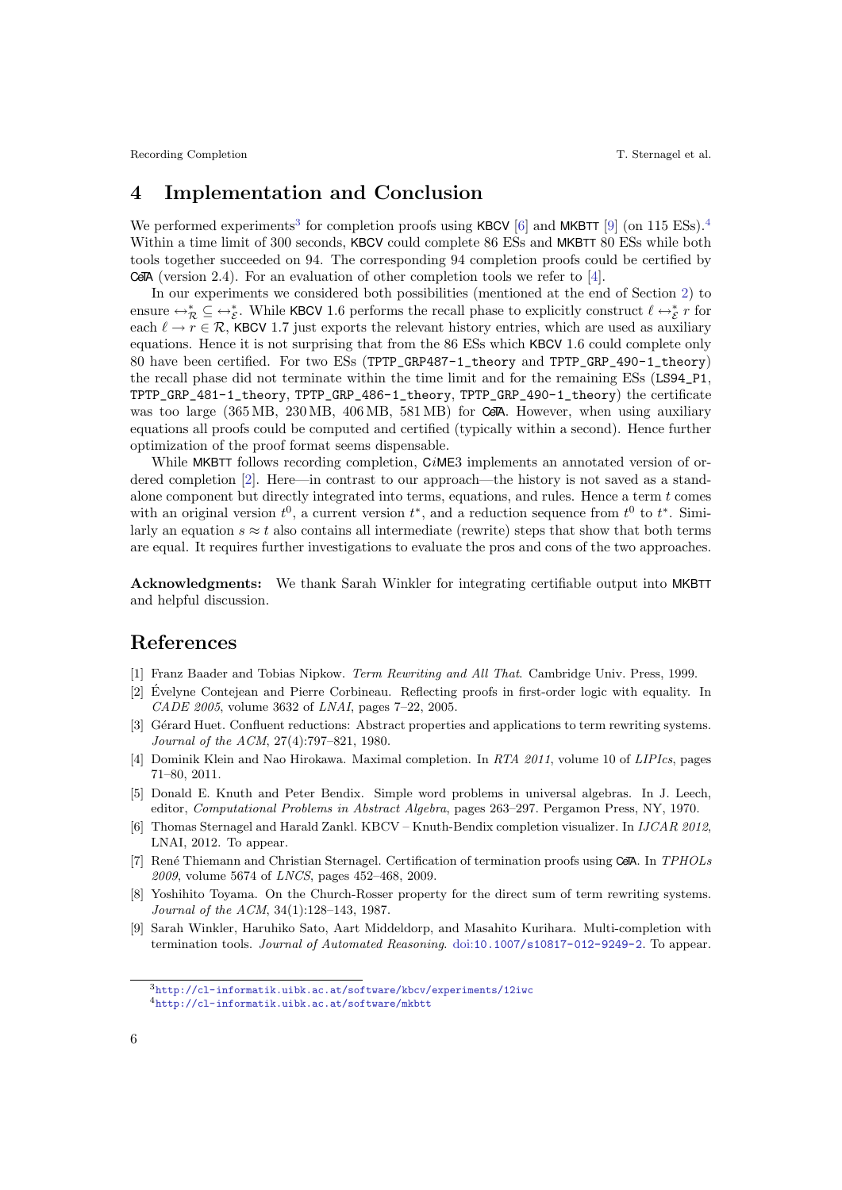## 4 Implementation and Conclusion

We performed experiments[3] for completion proofs using KBCV [6] and MKBTT [9] (on 115 ESs).[4] Within a time limit of 300 seconds, KBCV could complete 86 ESs and MKBTT 80 ESs while both tools together succeeded on 94. The corresponding 94 completion proofs could be certified by CeTA (version 2.4). For an evaluation of other completion tools we refer to [4].

In our experiments we considered both possibilities (mentioned at the end of Section 2) to ensure $\leftrightarrow^*_{\mathcal{R}} \subseteq \leftrightarrow^*_{\mathcal{E}}$. While KBCV 1.6 performs the recall phase to explicitly construct $\ell \leftrightarrow^*_{\mathcal{E}} r$ for each $\ell \to r \in \mathcal{R}$, KBCV 1.7 just exports the relevant history entries, which are used as auxiliary equations. Hence it is not surprising that from the 86 ESs which KBCV 1.6 could complete only 80 have been certified. For two ESs (`TPTP_GRP487-1_theory` and `TPTP_GRP_490-1_theory`) the recall phase did not terminate within the time limit and for the remaining ESs (`LS94_P1`, `TPTP_GRP_481-1_theory`, `TPTP_GRP_486-1_theory`, `TPTP_GRP_490-1_theory`) the certificate was too large (365 MB, 230 MB, 406 MB, 581 MB) for CeTA. However, when using auxiliary equations all proofs could be computed and certified (typically within a second). Hence further optimization of the proof format seems dispensable.

While MKBTT follows recording completion, C*i*ME3 implements an annotated version of ordered completion [2]. Here—in contrast to our approach—the history is not saved as a standalone component but directly integrated into terms, equations, and rules. Hence a term $t$ comes with an original version $t^0$, a current version $t^*$, and a reduction sequence from $t^0$ to $t^*$. Similarly an equation $s \approx t$ also contains all intermediate (rewrite) steps that show that both terms are equal. It requires further investigations to evaluate the pros and cons of the two approaches.

**Acknowledgments:** We thank Sarah Winkler for integrating certifiable output into MKBTT and helpful discussion.

## References

[1] Franz Baader and Tobias Nipkow. *Term Rewriting and All That*. Cambridge Univ. Press, 1999.

[2] Évelyne Contejean and Pierre Corbineau. Reflecting proofs in first-order logic with equality. In *CADE 2005*, volume 3632 of *LNAI*, pages 7–22, 2005.

[3] Gérard Huet. Confluent reductions: Abstract properties and applications to term rewriting systems. *Journal of the ACM*, 27(4):797–821, 1980.

[4] Dominik Klein and Nao Hirokawa. Maximal completion. In *RTA 2011*, volume 10 of *LIPIcs*, pages 71–80, 2011.

[5] Donald E. Knuth and Peter Bendix. Simple word problems in universal algebras. In J. Leech, editor, *Computational Problems in Abstract Algebra*, pages 263–297. Pergamon Press, NY, 1970.

[6] Thomas Sternagel and Harald Zankl. KBCV – Knuth-Bendix completion visualizer. In *IJCAR 2012*, LNAI, 2012. To appear.

[7] René Thiemann and Christian Sternagel. Certification of termination proofs using CeTA. In *TPHOLs 2009*, volume 5674 of *LNCS*, pages 452–468, 2009.

[8] Yoshihito Toyama. On the Church-Rosser property for the direct sum of term rewriting systems. *Journal of the ACM*, 34(1):128–143, 1987.

[9] Sarah Winkler, Haruhiko Sato, Aart Middeldorp, and Masahito Kurihara. Multi-completion with termination tools. *Journal of Automated Reasoning*. doi:10.1007/s10817-012-9249-2. To appear.

---

[3] http://cl-informatik.uibk.ac.at/software/kbcv/experiments/12iwc

[4] http://cl-informatik.uibk.ac.at/software/mkbtt